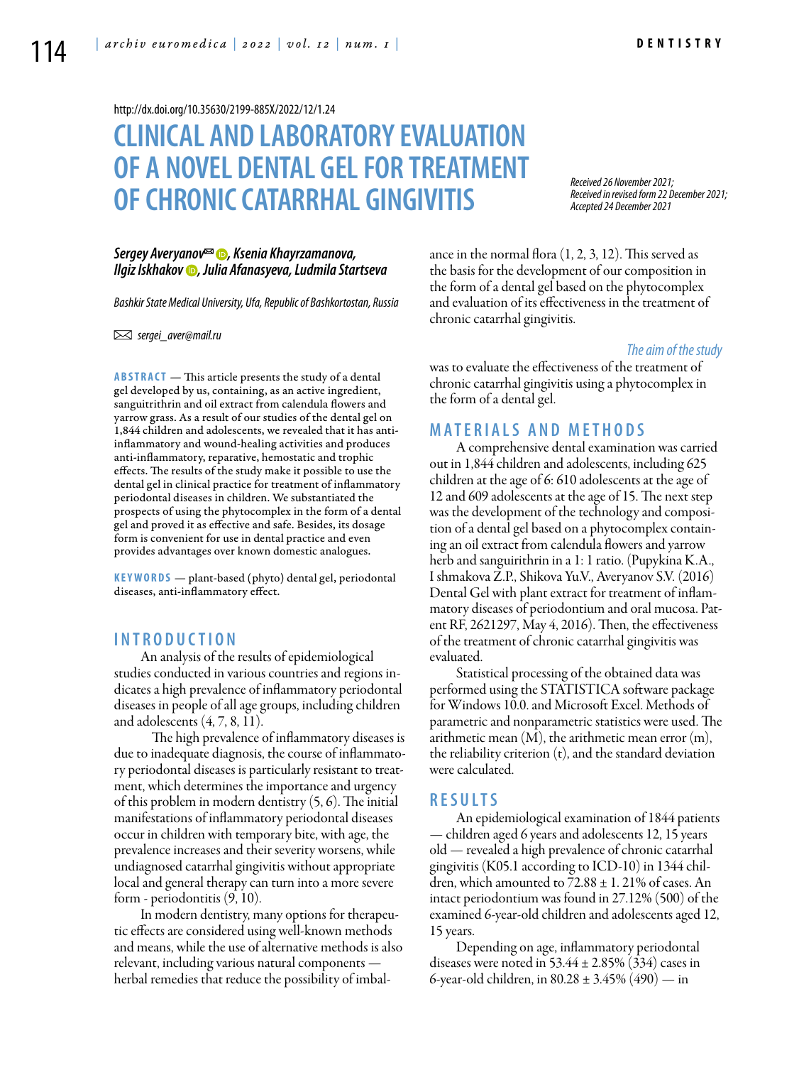http://dx.doi.org/10.35630/2199-885X/2022/12/1.24

# CLINICAL AND LABORATORY EVALUATION OF A NOVEL DENTAL GEL FOR TREATMENT OF CHRONIC CATARRHAL GINGIVITIS

*Received 26 November 2021; Received in revised form 22 December 2021; Accepted 24 December 2021*

***Sergey Averyanov✉, Ksenia Khayrzamanova, Ilgiz Iskhakov, Julia Afanasyeva, Ludmila Startseva***

*Bashkir State Medical University, Ufa, Republic of Bashkortostan, Russia*

✉ *sergei_aver@mail.ru*

**ABSTRACT** — This article presents the study of a dental gel developed by us, containing, as an active ingredient, sanguitrithrin and oil extract from calendula flowers and yarrow grass. As a result of our studies of the dental gel on 1,844 children and adolescents, we revealed that it has anti-inflammatory and wound-healing activities and produces anti-inflammatory, reparative, hemostatic and trophic effects. The results of the study make it possible to use the dental gel in clinical practice for treatment of inflammatory periodontal diseases in children. We substantiated the prospects of using the phytocomplex in the form of a dental gel and proved it as effective and safe. Besides, its dosage form is convenient for use in dental practice and even provides advantages over known domestic analogues.

**KEYWORDS** — plant-based (phyto) dental gel, periodontal diseases, anti-inflammatory effect.

## INTRODUCTION

An analysis of the results of epidemiological studies conducted in various countries and regions indicates a high prevalence of inflammatory periodontal diseases in people of all age groups, including children and adolescents (4, 7, 8, 11).

The high prevalence of inflammatory diseases is due to inadequate diagnosis, the course of inflammatory periodontal diseases is particularly resistant to treatment, which determines the importance and urgency of this problem in modern dentistry (5, 6). The initial manifestations of inflammatory periodontal diseases occur in children with temporary bite, with age, the prevalence increases and their severity worsens, while undiagnosed catarrhal gingivitis without appropriate local and general therapy can turn into a more severe form - periodontitis (9, 10).

In modern dentistry, many options for therapeutic effects are considered using well-known methods and means, while the use of alternative methods is also relevant, including various natural components — herbal remedies that reduce the possibility of imbalance in the normal flora (1, 2, 3, 12). This served as the basis for the development of our composition in the form of a dental gel based on the phytocomplex and evaluation of its effectiveness in the treatment of chronic catarrhal gingivitis.

*The aim of the study* was to evaluate the effectiveness of the treatment of chronic catarrhal gingivitis using a phytocomplex in the form of a dental gel.

## MATERIALS AND METHODS

A comprehensive dental examination was carried out in 1,844 children and adolescents, including 625 children at the age of 6: 610 adolescents at the age of 12 and 609 adolescents at the age of 15. The next step was the development of the technology and composition of a dental gel based on a phytocomplex containing an oil extract from calendula flowers and yarrow herb and sanguirithrin in a 1: 1 ratio. (Pupykina K.A., I shmakova Z.P., Shikova Yu.V., Averyanov S.V. (2016) Dental Gel with plant extract for treatment of inflammatory diseases of periodontium and oral mucosa. Patent RF, 2621297, May 4, 2016). Then, the effectiveness of the treatment of chronic catarrhal gingivitis was evaluated.

Statistical processing of the obtained data was performed using the STATISTICA software package for Windows 10.0. and Microsoft Excel. Methods of parametric and nonparametric statistics were used. The arithmetic mean (M), the arithmetic mean error (m), the reliability criterion (t), and the standard deviation were calculated.

## RESULTS

An epidemiological examination of 1844 patients — children aged 6 years and adolescents 12, 15 years old — revealed a high prevalence of chronic catarrhal gingivitis (K05.1 according to ICD-10) in 1344 children, which amounted to 72.88 ± 1. 21% of cases. An intact periodontium was found in 27.12% (500) of the examined 6-year-old children and adolescents aged 12, 15 years.

Depending on age, inflammatory periodontal diseases were noted in 53.44 ± 2.85% (334) cases in 6-year-old children, in 80.28 ± 3.45% (490) — in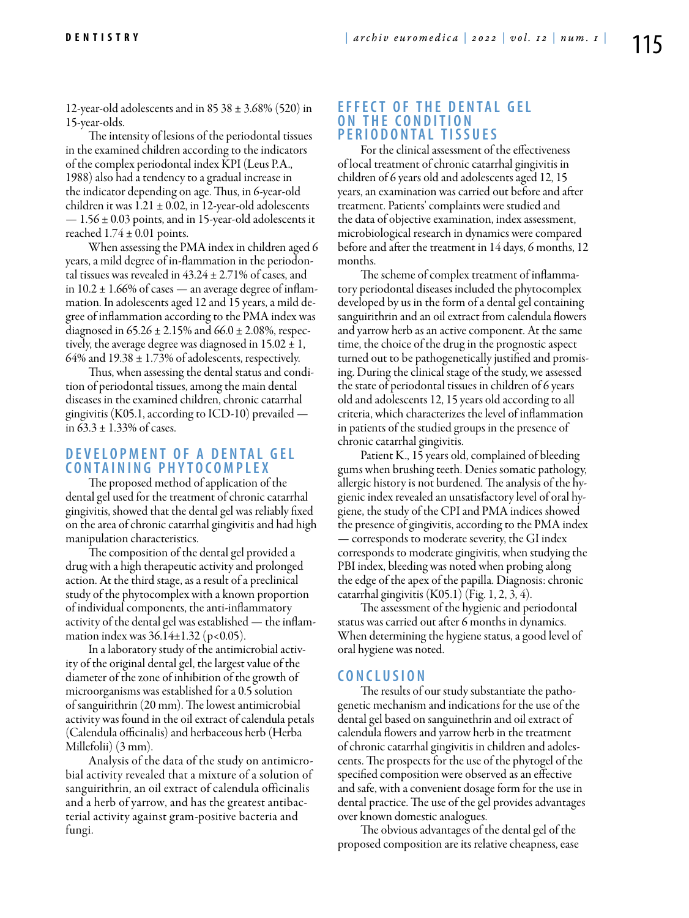12-year-old adolescents and in 85 38 ± 3.68% (520) in 15-year-olds.

The intensity of lesions of the periodontal tissues in the examined children according to the indicators of the complex periodontal index KPI (Leus P.A., 1988) also had a tendency to a gradual increase in the indicator depending on age. Thus, in 6-year-old children it was 1.21 ± 0.02, in 12-year-old adolescents — 1.56 ± 0.03 points, and in 15-year-old adolescents it reached 1.74 ± 0.01 points.

When assessing the PMA index in children aged 6 years, a mild degree of in-flammation in the periodontal tissues was revealed in 43.24 ± 2.71% of cases, and in 10.2 ± 1.66% of cases — an average degree of inflammation. In adolescents aged 12 and 15 years, a mild degree of inflammation according to the PMA index was diagnosed in 65.26 ± 2.15% and 66.0 ± 2.08%, respectively, the average degree was diagnosed in 15.02 ± 1, 64% and 19.38 ± 1.73% of adolescents, respectively.

Thus, when assessing the dental status and condition of periodontal tissues, among the main dental diseases in the examined children, chronic catarrhal gingivitis (K05.1, according to ICD-10) prevailed — in 63.3 ± 1.33% of cases.

## DEVELOPMENT OF A DENTAL GEL CONTAINING PHYTOCOMPLEX

The proposed method of application of the dental gel used for the treatment of chronic catarrhal gingivitis, showed that the dental gel was reliably fixed on the area of chronic catarrhal gingivitis and had high manipulation characteristics.

The composition of the dental gel provided a drug with a high therapeutic activity and prolonged action. At the third stage, as a result of a preclinical study of the phytocomplex with a known proportion of individual components, the anti-inflammatory activity of the dental gel was established — the inflammation index was 36.14±1.32 ($p<0.05$).

In a laboratory study of the antimicrobial activity of the original dental gel, the largest value of the diameter of the zone of inhibition of the growth of microorganisms was established for a 0.5 solution of sanguirithrin (20 mm). The lowest antimicrobial activity was found in the oil extract of calendula petals (Calendula officinalis) and herbaceous herb (Herba Millefolii) (3 mm).

Analysis of the data of the study on antimicrobial activity revealed that a mixture of a solution of sanguirithrin, an oil extract of calendula officinalis and a herb of yarrow, and has the greatest antibacterial activity against gram-positive bacteria and fungi.

## EFFECT OF THE DENTAL GEL ON THE CONDITION PERIODONTAL TISSUES

For the clinical assessment of the effectiveness of local treatment of chronic catarrhal gingivitis in children of 6 years old and adolescents aged 12, 15 years, an examination was carried out before and after treatment. Patients' complaints were studied and the data of objective examination, index assessment, microbiological research in dynamics were compared before and after the treatment in 14 days, 6 months, 12 months.

The scheme of complex treatment of inflammatory periodontal diseases included the phytocomplex developed by us in the form of a dental gel containing sanguirithrin and an oil extract from calendula flowers and yarrow herb as an active component. At the same time, the choice of the drug in the prognostic aspect turned out to be pathogenetically justified and promising. During the clinical stage of the study, we assessed the state of periodontal tissues in children of 6 years old and adolescents 12, 15 years old according to all criteria, which characterizes the level of inflammation in patients of the studied groups in the presence of chronic catarrhal gingivitis.

Patient K., 15 years old, complained of bleeding gums when brushing teeth. Denies somatic pathology, allergic history is not burdened. The analysis of the hygienic index revealed an unsatisfactory level of oral hygiene, the study of the CPI and PMA indices showed the presence of gingivitis, according to the PMA index — corresponds to moderate severity, the GI index corresponds to moderate gingivitis, when studying the PBI index, bleeding was noted when probing along the edge of the apex of the papilla. Diagnosis: chronic catarrhal gingivitis (K05.1) (Fig. 1, 2, 3, 4).

The assessment of the hygienic and periodontal status was carried out after 6 months in dynamics. When determining the hygiene status, a good level of oral hygiene was noted.

## CONCLUSION

The results of our study substantiate the pathogenetic mechanism and indications for the use of the dental gel based on sanguinethrin and oil extract of calendula flowers and yarrow herb in the treatment of chronic catarrhal gingivitis in children and adolescents. The prospects for the use of the phytogel of the specified composition were observed as an effective and safe, with a convenient dosage form for the use in dental practice. The use of the gel provides advantages over known domestic analogues.

The obvious advantages of the dental gel of the proposed composition are its relative cheapness, ease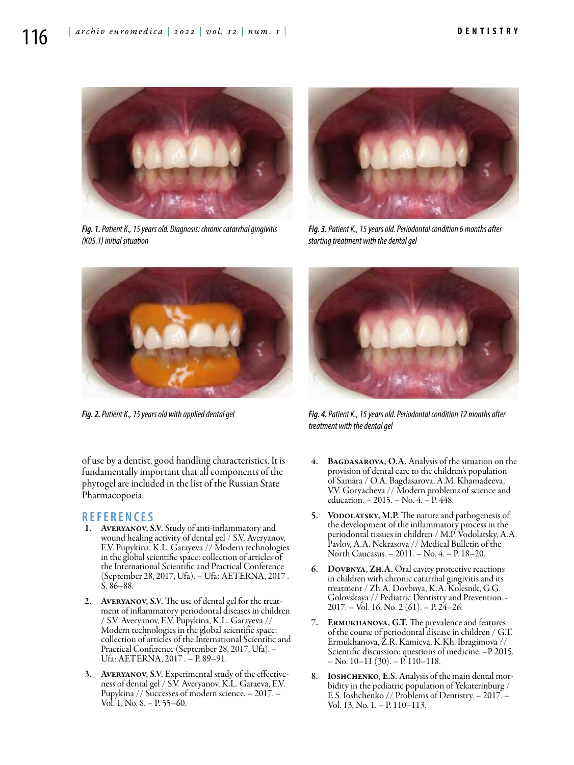*Fig. 1. Patient K., 15 years old. Diagnosis: chronic catarrhal gingivitis (K05.1) initial situation*

*Fig. 3. Patient K., 15 years old. Periodontal condition 6 months after starting treatment with the dental gel*

*Fig. 2. Patient K., 15 years old with applied dental gel*

*Fig. 4. Patient K., 15 years old. Periodontal condition 12 months after treatment with the dental gel*

of use by a dentist, good handling characteristics. It is fundamentally important that all components of the phytogel are included in the list of the Russian State Pharmacopoeia.

## REFERENCES

1. **Averyanov, S.V.** Study of anti-inflammatory and wound healing activity of dental gel / S.V. Averyanov, E.V. Pupykina, K.L. Garayeva // Modern technologies in the global scientific space: collection of articles of the International Scientific and Practical Conference (September 28, 2017, Ufa). – Ufa: AETERNA, 2017 . S. 86–88.
2. **Averyanov, S.V.** The use of dental gel for the treatment of inflammatory periodontal diseases in children / S.V. Averyanov, E.V. Pupykina, K.L. Garayeva // Modern technologies in the global scientific space: collection of articles of the International Scientific and Practical Conference (September 28, 2017, Ufa). – Ufa: AETERNA, 2017 . – P. 89–91.
3. **Averyanov, S.V.** Experimental study of the effectiveness of dental gel / S.V. Averyanov, K.L. Garaeva, E.V. Pupykina // Successes of modern science. – 2017. – Vol. 1, No. 8. – P. 55–60.
4. **Bagdasarova, O.A.** Analysis of the situation on the provision of dental care to the children's population of Samara / O.A. Bagdasarova, A.M. Khamadeeva, V.V. Goryacheva // Modern problems of science and education. – 2015. – No. 4. – P. 448.
5. **Vodolatsky, M.P.** The nature and pathogenesis of the development of the inflammatory process in the periodontal tissues in children / M.P. Vodolatsky, A.A. Pavlov, A.A. Nekrasova // Medical Bulletin of the North Caucasus. – 2011. – No. 4. – P. 18–20.
6. **Dovbnya, Zh.A.** Oral cavity protective reactions in children with chronic catarrhal gingivitis and its treatment / Zh.A. Dovbnya, K.A. Kolesnik, G.G. Golovskaya // Pediatric Dentistry and Prevention. - 2017. – Vol. 16, No. 2 (61). – P. 24–26.
7. **Ermukhanova, G.T.** The prevalence and features of the course of periodontal disease in children / G.T. Ermukhanova, Z.R. Kamieva, K.Kh. Ibragimova // Scientific discussion: questions of medicine. –P 2015. – No. 10–11 (30). – P. 110–118.
8. **Ioshchenko, E.S.** Analysis of the main dental morbidity in the pediatric population of Yekaterinburg / E.S. Ioshchenko // Problems of Dentistry. – 2017. – Vol. 13, No. 1. – P. 110–113.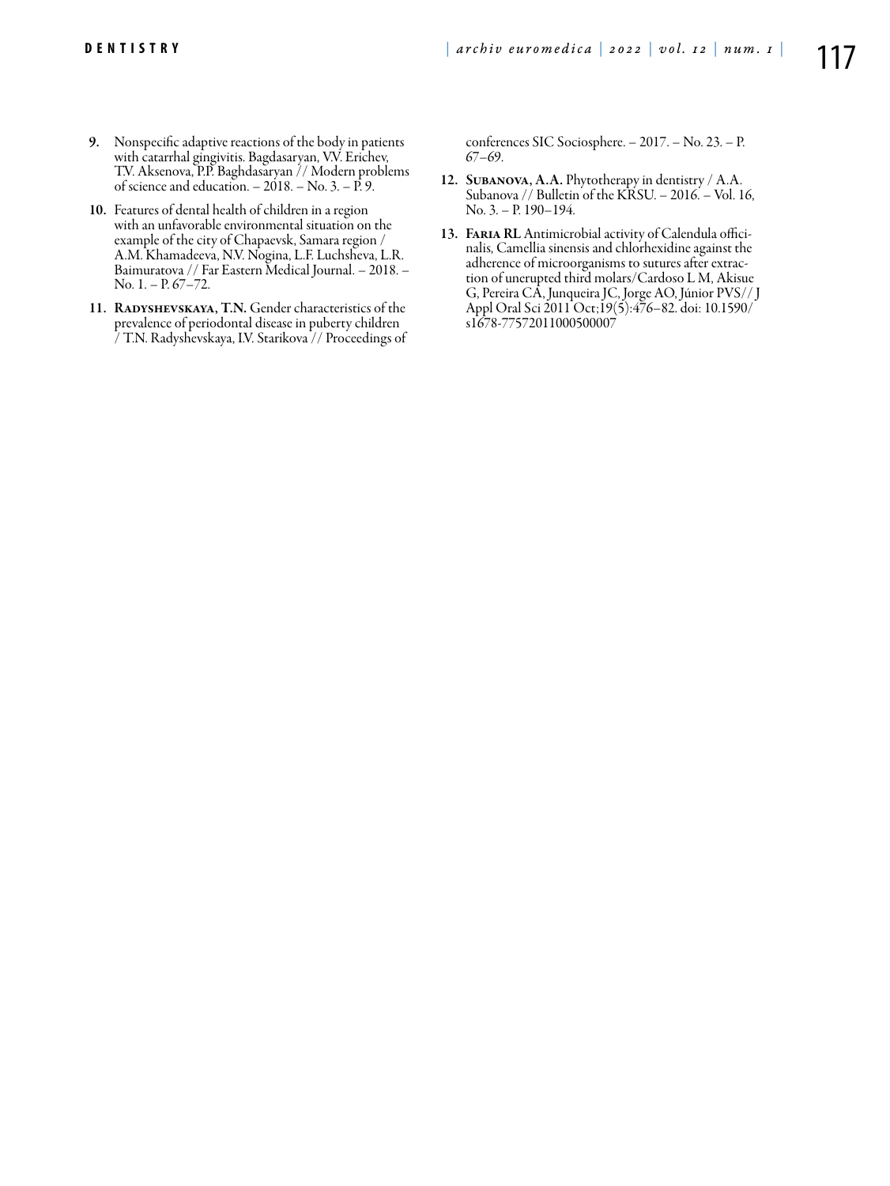9. Nonspecific adaptive reactions of the body in patients with catarrhal gingivitis. Bagdasaryan, V.V. Erichev, T.V. Aksenova, P.P. Baghdasaryan // Modern problems of science and education. – 2018. – No. 3. – P. 9.

10. Features of dental health of children in a region with an unfavorable environmental situation on the example of the city of Chapaevsk, Samara region / A.M. Khamadeeva, N.V. Nogina, L.F. Luchsheva, L.R. Baimuratova // Far Eastern Medical Journal. – 2018. – No. 1. – P. 67–72.

11. **Radyshevskaya, T.N.** Gender characteristics of the prevalence of periodontal disease in puberty children / T.N. Radyshevskaya, I.V. Starikova // Proceedings of conferences SIC Sociosphere. – 2017. – No. 23. – P. 67–69.

12. **Subanova, A.A.** Phytotherapy in dentistry / A.A. Subanova // Bulletin of the KRSU. – 2016. – Vol. 16, No. 3. – P. 190–194.

13. **Faria RL** Antimicrobial activity of Calendula officinalis, Camellia sinensis and chlorhexidine against the adherence of microorganisms to sutures after extraction of unerupted third molars/Cardoso L M, Akisue G, Pereira CA, Junqueira JC, Jorge AO, Júnior PVS// J Appl Oral Sci 2011 Oct;19(5):476–82. doi: 10.1590/s1678-77572011000500007